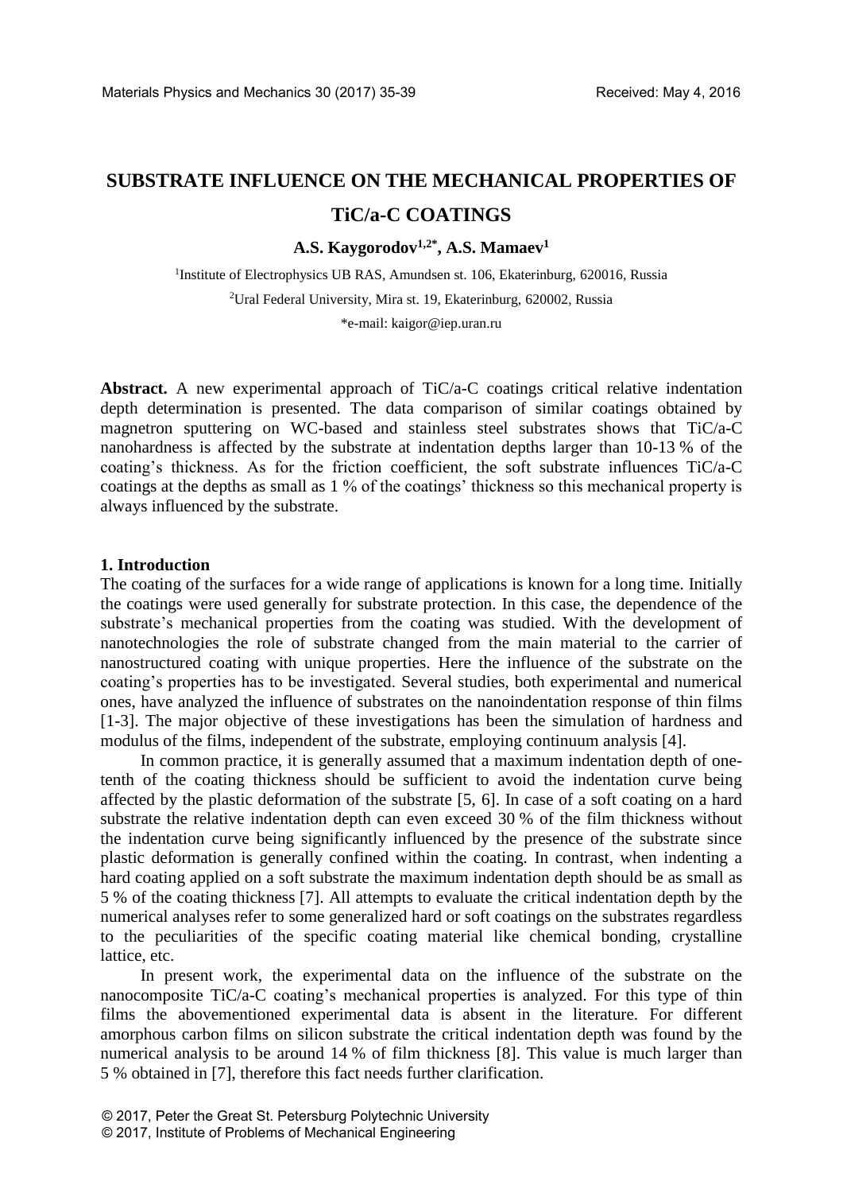# SUBSTRATE INFLUENCE ON THE MECHANICAL PROPERTIES OF TiC/a-C COATINGS

**A.S. Kaygorodov[1,2*], A.S. Mamaev[1]**

[1]Institute of Electrophysics UB RAS, Amundsen st. 106, Ekaterinburg, 620016, Russia

[2]Ural Federal University, Mira st. 19, Ekaterinburg, 620002, Russia

*e-mail: kaigor@iep.uran.ru

**Abstract.** A new experimental approach of TiC/a-C coatings critical relative indentation depth determination is presented. The data comparison of similar coatings obtained by magnetron sputtering on WC-based and stainless steel substrates shows that TiC/a-C nanohardness is affected by the substrate at indentation depths larger than 10-13 % of the coating's thickness. As for the friction coefficient, the soft substrate influences TiC/a-C coatings at the depths as small as 1 % of the coatings' thickness so this mechanical property is always influenced by the substrate.

## 1. Introduction

The coating of the surfaces for a wide range of applications is known for a long time. Initially the coatings were used generally for substrate protection. In this case, the dependence of the substrate's mechanical properties from the coating was studied. With the development of nanotechnologies the role of substrate changed from the main material to the carrier of nanostructured coating with unique properties. Here the influence of the substrate on the coating's properties has to be investigated. Several studies, both experimental and numerical ones, have analyzed the influence of substrates on the nanoindentation response of thin films [1-3]. The major objective of these investigations has been the simulation of hardness and modulus of the films, independent of the substrate, employing continuum analysis [4].

In common practice, it is generally assumed that a maximum indentation depth of one-tenth of the coating thickness should be sufficient to avoid the indentation curve being affected by the plastic deformation of the substrate [5, 6]. In case of a soft coating on a hard substrate the relative indentation depth can even exceed 30 % of the film thickness without the indentation curve being significantly influenced by the presence of the substrate since plastic deformation is generally confined within the coating. In contrast, when indenting a hard coating applied on a soft substrate the maximum indentation depth should be as small as 5 % of the coating thickness [7]. All attempts to evaluate the critical indentation depth by the numerical analyses refer to some generalized hard or soft coatings on the substrates regardless to the peculiarities of the specific coating material like chemical bonding, crystalline lattice, etc.

In present work, the experimental data on the influence of the substrate on the nanocomposite TiC/a-C coating's mechanical properties is analyzed. For this type of thin films the abovementioned experimental data is absent in the literature. For different amorphous carbon films on silicon substrate the critical indentation depth was found by the numerical analysis to be around 14 % of film thickness [8]. This value is much larger than 5 % obtained in [7], therefore this fact needs further clarification.

© 2017, Peter the Great St. Petersburg Polytechnic University
© 2017, Institute of Problems of Mechanical Engineering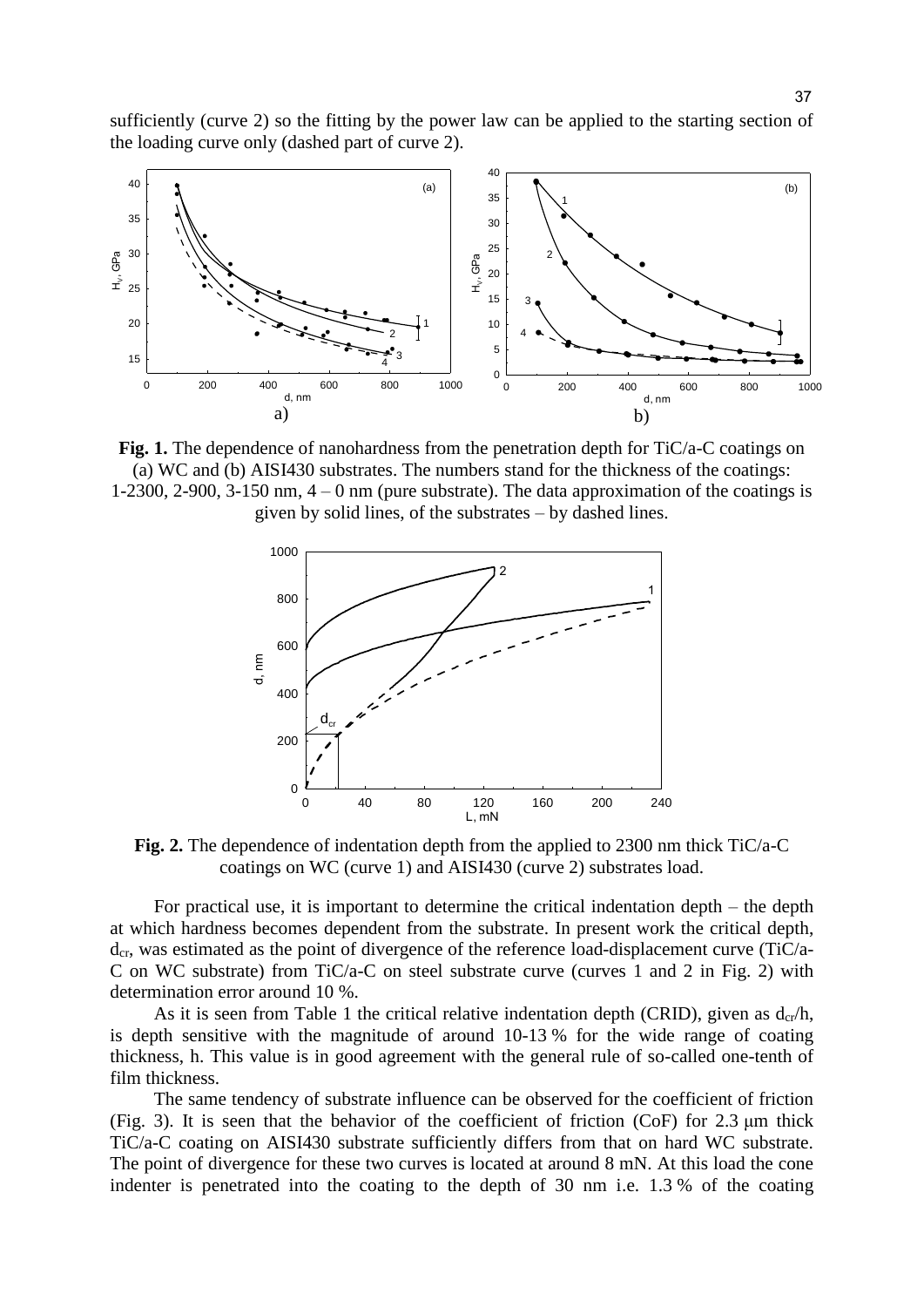sufficiently (curve 2) so the fitting by the power law can be applied to the starting section of the loading curve only (dashed part of curve 2).

**Fig. 1.** The dependence of nanohardness from the penetration depth for TiC/a-C coatings on (a) WC and (b) AISI430 substrates. The numbers stand for the thickness of the coatings: 1-2300, 2-900, 3-150 nm, 4 – 0 nm (pure substrate). The data approximation of the coatings is given by solid lines, of the substrates – by dashed lines.

**Fig. 2.** The dependence of indentation depth from the applied to 2300 nm thick TiC/a-C coatings on WC (curve 1) and AISI430 (curve 2) substrates load.

For practical use, it is important to determine the critical indentation depth – the depth at which hardness becomes dependent from the substrate. In present work the critical depth, $d_{cr}$, was estimated as the point of divergence of the reference load-displacement curve (TiC/a-C on WC substrate) from TiC/a-C on steel substrate curve (curves 1 and 2 in Fig. 2) with determination error around 10 %.

As it is seen from Table 1 the critical relative indentation depth (CRID), given as $d_{cr}/h$, is depth sensitive with the magnitude of around 10-13 % for the wide range of coating thickness, h. This value is in good agreement with the general rule of so-called one-tenth of film thickness.

The same tendency of substrate influence can be observed for the coefficient of friction (Fig. 3). It is seen that the behavior of the coefficient of friction (CoF) for 2.3 μm thick TiC/a-C coating on AISI430 substrate sufficiently differs from that on hard WC substrate. The point of divergence for these two curves is located at around 8 mN. At this load the cone indenter is penetrated into the coating to the depth of 30 nm i.e. 1.3 % of the coating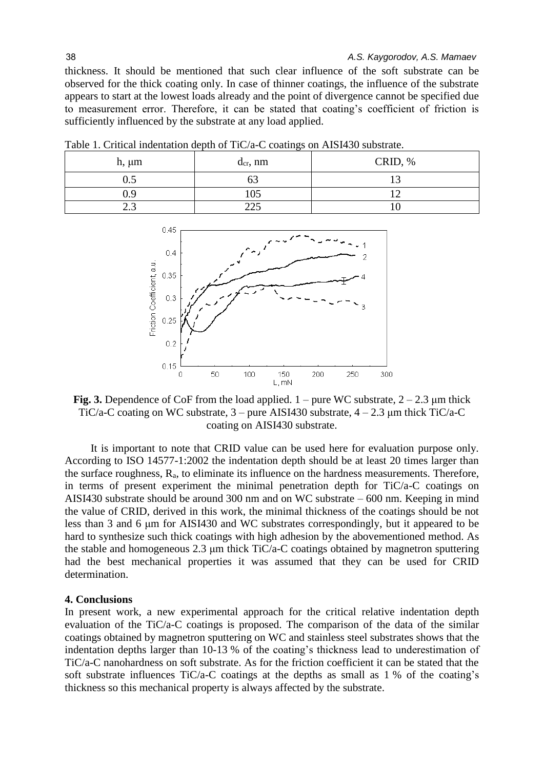thickness. It should be mentioned that such clear influence of the soft substrate can be observed for the thick coating only. In case of thinner coatings, the influence of the substrate appears to start at the lowest loads already and the point of divergence cannot be specified due to measurement error. Therefore, it can be stated that coating's coefficient of friction is sufficiently influenced by the substrate at any load applied.

Table 1. Critical indentation depth of TiC/a-C coatings on AISI430 substrate.

| h, μm | $d_{cr}$, nm | CRID, % |
|---|---|---|
| 0.5 | 63 | 13 |
| 0.9 | 105 | 12 |
| 2.3 | 225 | 10 |

**Fig. 3.** Dependence of CoF from the load applied. 1 – pure WC substrate, 2 – 2.3 μm thick TiC/a-C coating on WC substrate, 3 – pure AISI430 substrate, 4 – 2.3 μm thick TiC/a-C coating on AISI430 substrate.

It is important to note that CRID value can be used here for evaluation purpose only. According to ISO 14577-1:2002 the indentation depth should be at least 20 times larger than the surface roughness, $R_a$, to eliminate its influence on the hardness measurements. Therefore, in terms of present experiment the minimal penetration depth for TiC/a-C coatings on AISI430 substrate should be around 300 nm and on WC substrate – 600 nm. Keeping in mind the value of CRID, derived in this work, the minimal thickness of the coatings should be not less than 3 and 6 μm for AISI430 and WC substrates correspondingly, but it appeared to be hard to synthesize such thick coatings with high adhesion by the abovementioned method. As the stable and homogeneous 2.3 μm thick TiC/a-C coatings obtained by magnetron sputtering had the best mechanical properties it was assumed that they can be used for CRID determination.

## 4. Conclusions

In present work, a new experimental approach for the critical relative indentation depth evaluation of the TiC/a-C coatings is proposed. The comparison of the data of the similar coatings obtained by magnetron sputtering on WC and stainless steel substrates shows that the indentation depths larger than 10-13 % of the coating's thickness lead to underestimation of TiC/a-C nanohardness on soft substrate. As for the friction coefficient it can be stated that the soft substrate influences TiC/a-C coatings at the depths as small as 1 % of the coating's thickness so this mechanical property is always affected by the substrate.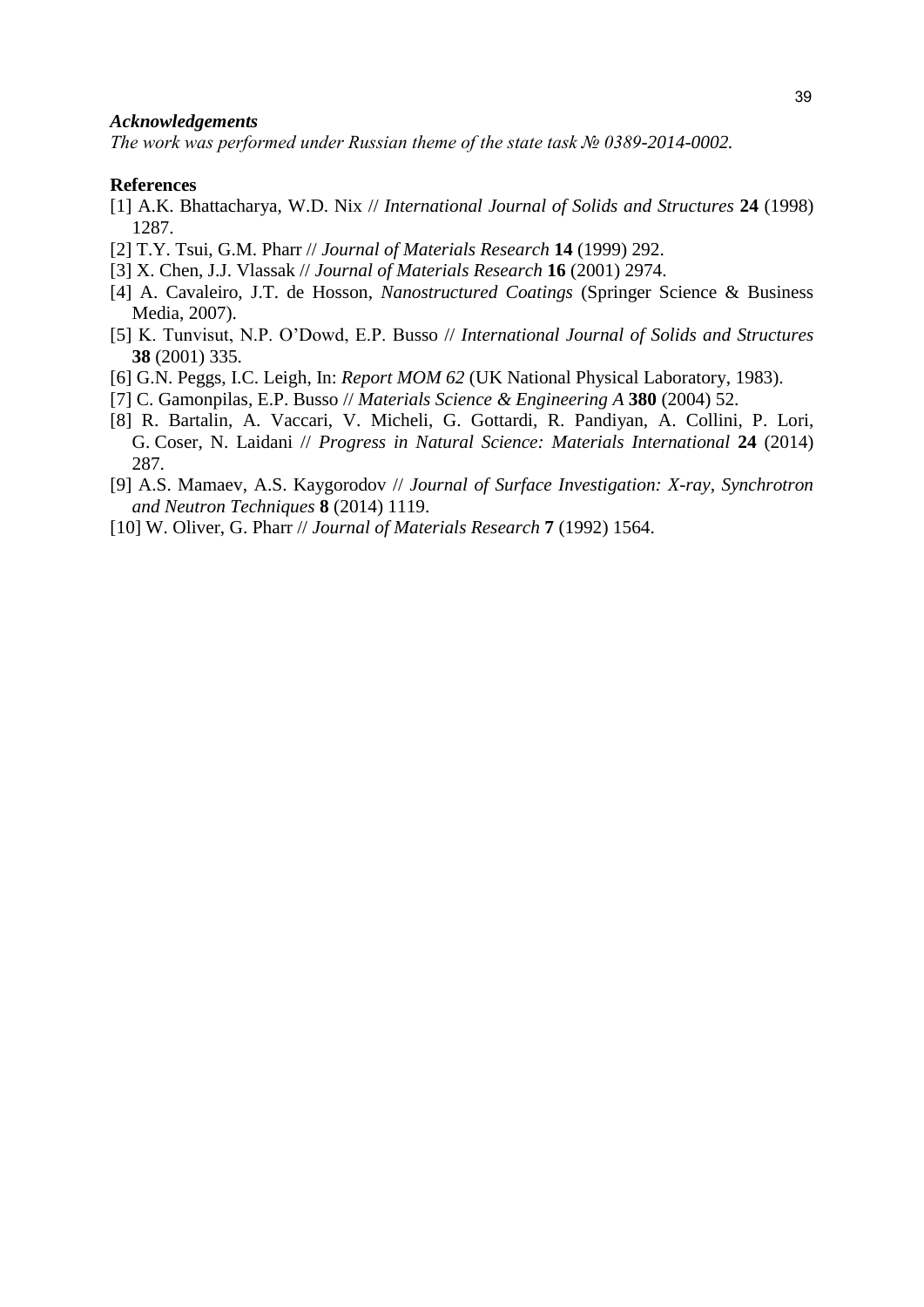### *Acknowledgements*

*The work was performed under Russian theme of the state task № 0389-2014-0002.*

### References

[1] A.K. Bhattacharya, W.D. Nix // *International Journal of Solids and Structures* **24** (1998) 1287.

[2] T.Y. Tsui, G.M. Pharr // *Journal of Materials Research* **14** (1999) 292.

[3] X. Chen, J.J. Vlassak // *Journal of Materials Research* **16** (2001) 2974.

[4] A. Cavaleiro, J.T. de Hosson, *Nanostructured Coatings* (Springer Science & Business Media, 2007).

[5] K. Tunvisut, N.P. O'Dowd, E.P. Busso // *International Journal of Solids and Structures* **38** (2001) 335.

[6] G.N. Peggs, I.C. Leigh, In: *Report MOM 62* (UK National Physical Laboratory, 1983).

[7] C. Gamonpilas, E.P. Busso // *Materials Science & Engineering A* **380** (2004) 52.

[8] R. Bartalin, A. Vaccari, V. Micheli, G. Gottardi, R. Pandiyan, A. Collini, P. Lori, G. Coser, N. Laidani // *Progress in Natural Science: Materials International* **24** (2014) 287.

[9] A.S. Mamaev, A.S. Kaygorodov // *Journal of Surface Investigation: X-ray, Synchrotron and Neutron Techniques* **8** (2014) 1119.

[10] W. Oliver, G. Pharr // *Journal of Materials Research* **7** (1992) 1564.